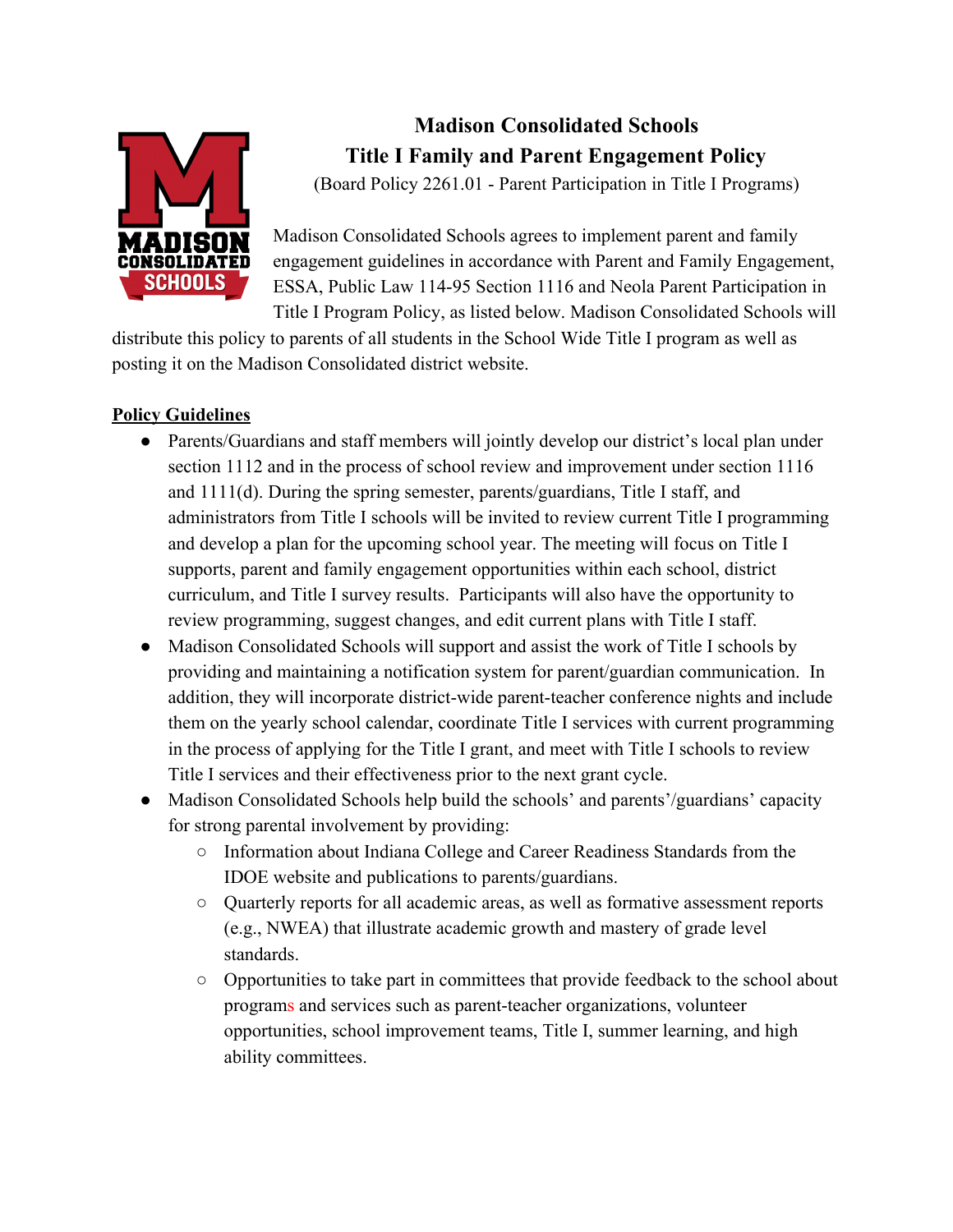# Madison Consolidated Schools
## Title I Family and Parent Engagement Policy

(Board Policy 2261.01 - Parent Participation in Title I Programs)

Madison Consolidated Schools agrees to implement parent and family engagement guidelines in accordance with Parent and Family Engagement, ESSA, Public Law 114-95 Section 1116 and Neola Parent Participation in Title I Program Policy, as listed below. Madison Consolidated Schools will distribute this policy to parents of all students in the School Wide Title I program as well as posting it on the Madison Consolidated district website.

**Policy Guidelines**

- Parents/Guardians and staff members will jointly develop our district's local plan under section 1112 and in the process of school review and improvement under section 1116 and 1111(d). During the spring semester, parents/guardians, Title I staff, and administrators from Title I schools will be invited to review current Title I programming and develop a plan for the upcoming school year. The meeting will focus on Title I supports, parent and family engagement opportunities within each school, district curriculum, and Title I survey results. Participants will also have the opportunity to review programming, suggest changes, and edit current plans with Title I staff.
- Madison Consolidated Schools will support and assist the work of Title I schools by providing and maintaining a notification system for parent/guardian communication. In addition, they will incorporate district-wide parent-teacher conference nights and include them on the yearly school calendar, coordinate Title I services with current programming in the process of applying for the Title I grant, and meet with Title I schools to review Title I services and their effectiveness prior to the next grant cycle.
- Madison Consolidated Schools help build the schools' and parents'/guardians' capacity for strong parental involvement by providing:
  - Information about Indiana College and Career Readiness Standards from the IDOE website and publications to parents/guardians.
  - Quarterly reports for all academic areas, as well as formative assessment reports (e.g., NWEA) that illustrate academic growth and mastery of grade level standards.
  - Opportunities to take part in committees that provide feedback to the school about programs and services such as parent-teacher organizations, volunteer opportunities, school improvement teams, Title I, summer learning, and high ability committees.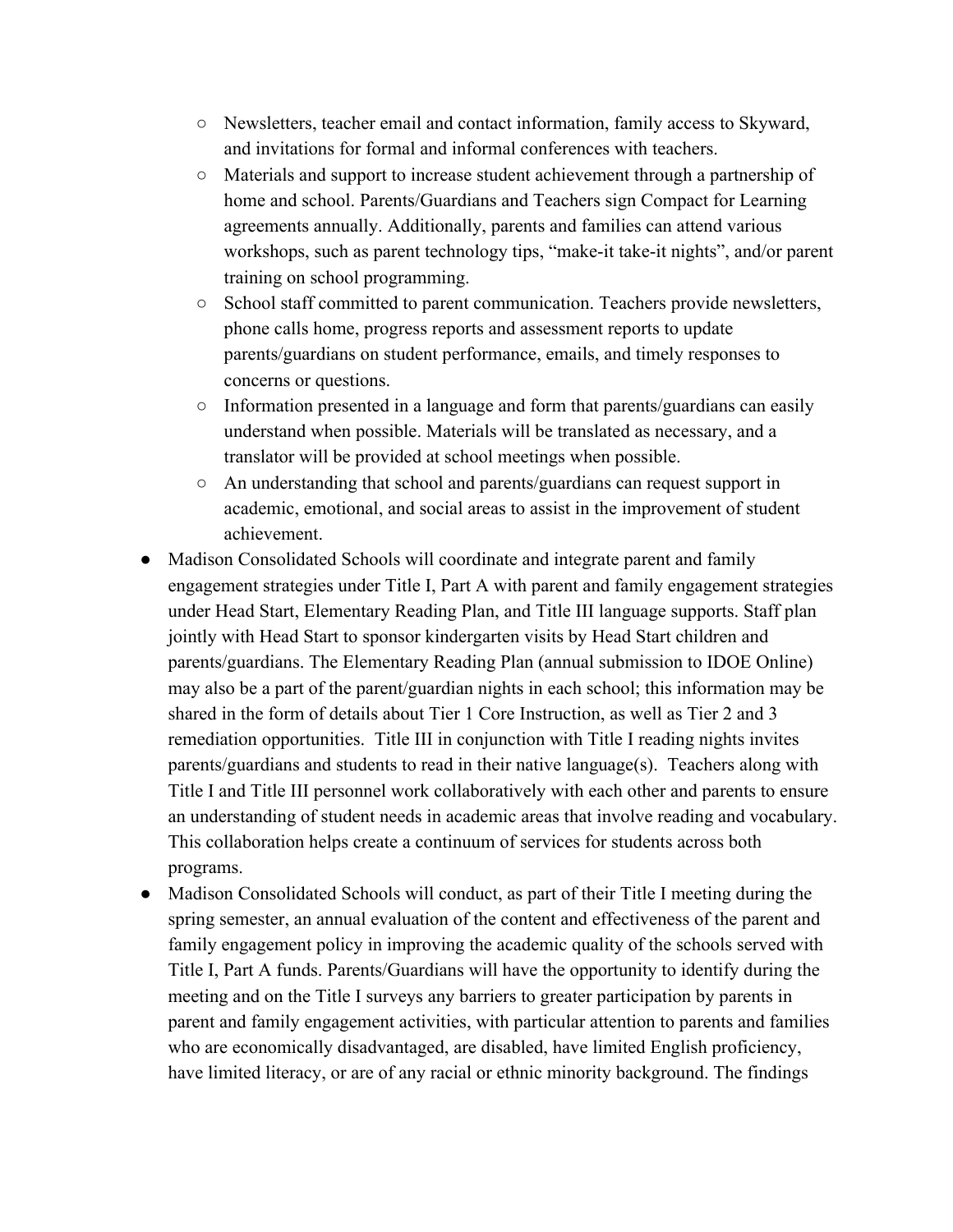- Newsletters, teacher email and contact information, family access to Skyward, and invitations for formal and informal conferences with teachers.
    - Materials and support to increase student achievement through a partnership of home and school. Parents/Guardians and Teachers sign Compact for Learning agreements annually. Additionally, parents and families can attend various workshops, such as parent technology tips, "make-it take-it nights", and/or parent training on school programming.
    - School staff committed to parent communication. Teachers provide newsletters, phone calls home, progress reports and assessment reports to update parents/guardians on student performance, emails, and timely responses to concerns or questions.
    - Information presented in a language and form that parents/guardians can easily understand when possible. Materials will be translated as necessary, and a translator will be provided at school meetings when possible.
    - An understanding that school and parents/guardians can request support in academic, emotional, and social areas to assist in the improvement of student achievement.
- Madison Consolidated Schools will coordinate and integrate parent and family engagement strategies under Title I, Part A with parent and family engagement strategies under Head Start, Elementary Reading Plan, and Title III language supports. Staff plan jointly with Head Start to sponsor kindergarten visits by Head Start children and parents/guardians. The Elementary Reading Plan (annual submission to IDOE Online) may also be a part of the parent/guardian nights in each school; this information may be shared in the form of details about Tier 1 Core Instruction, as well as Tier 2 and 3 remediation opportunities. Title III in conjunction with Title I reading nights invites parents/guardians and students to read in their native language(s). Teachers along with Title I and Title III personnel work collaboratively with each other and parents to ensure an understanding of student needs in academic areas that involve reading and vocabulary. This collaboration helps create a continuum of services for students across both programs.
- Madison Consolidated Schools will conduct, as part of their Title I meeting during the spring semester, an annual evaluation of the content and effectiveness of the parent and family engagement policy in improving the academic quality of the schools served with Title I, Part A funds. Parents/Guardians will have the opportunity to identify during the meeting and on the Title I surveys any barriers to greater participation by parents in parent and family engagement activities, with particular attention to parents and families who are economically disadvantaged, are disabled, have limited English proficiency, have limited literacy, or are of any racial or ethnic minority background. The findings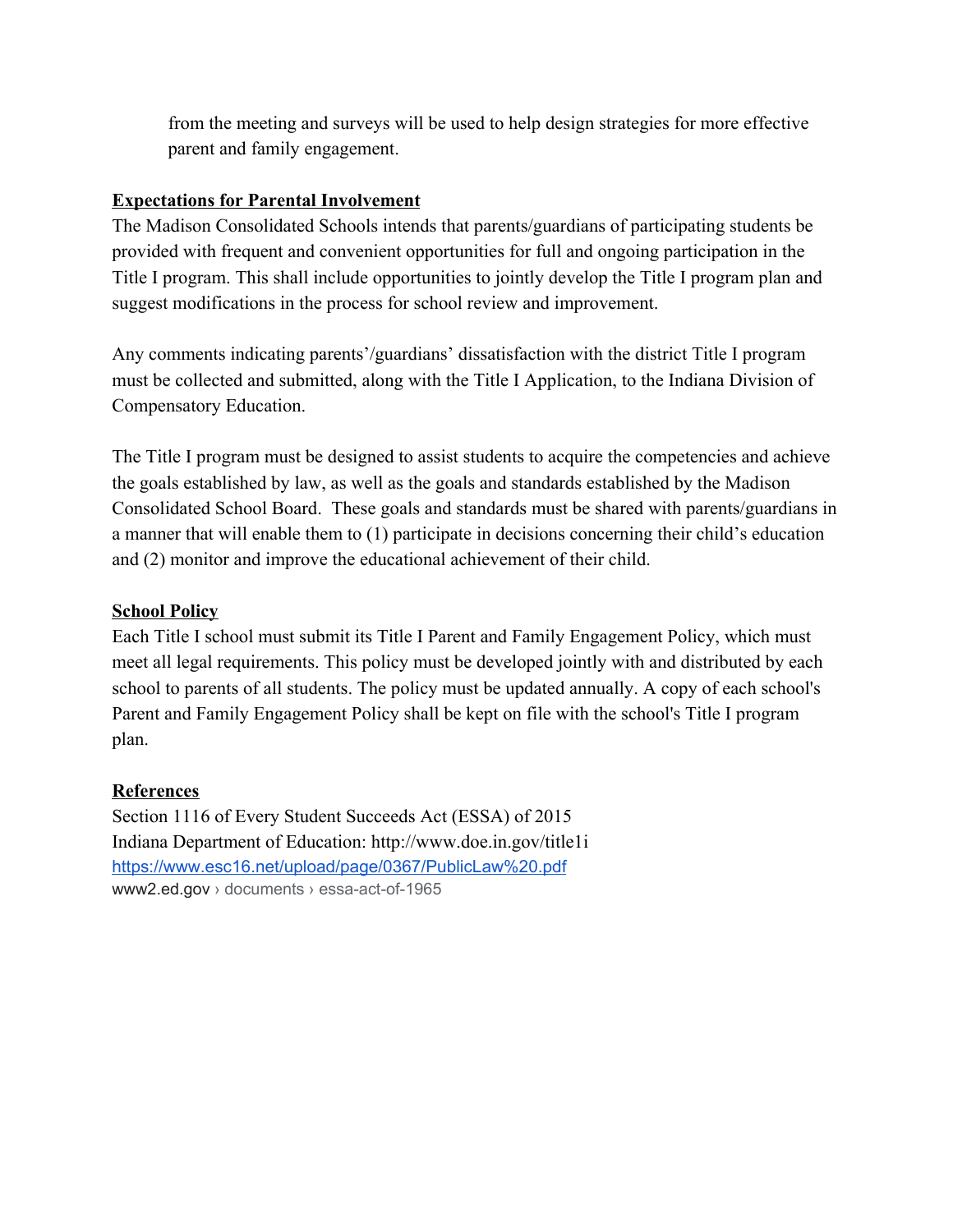from the meeting and surveys will be used to help design strategies for more effective parent and family engagement.

**Expectations for Parental Involvement**

The Madison Consolidated Schools intends that parents/guardians of participating students be provided with frequent and convenient opportunities for full and ongoing participation in the Title I program. This shall include opportunities to jointly develop the Title I program plan and suggest modifications in the process for school review and improvement.

Any comments indicating parents'/guardians' dissatisfaction with the district Title I program must be collected and submitted, along with the Title I Application, to the Indiana Division of Compensatory Education.

The Title I program must be designed to assist students to acquire the competencies and achieve the goals established by law, as well as the goals and standards established by the Madison Consolidated School Board. These goals and standards must be shared with parents/guardians in a manner that will enable them to (1) participate in decisions concerning their child's education and (2) monitor and improve the educational achievement of their child.

**School Policy**

Each Title I school must submit its Title I Parent and Family Engagement Policy, which must meet all legal requirements. This policy must be developed jointly with and distributed by each school to parents of all students. The policy must be updated annually. A copy of each school's Parent and Family Engagement Policy shall be kept on file with the school's Title I program plan.

**References**

Section 1116 of Every Student Succeeds Act (ESSA) of 2015
Indiana Department of Education: http://www.doe.in.gov/title1i
https://www.esc16.net/upload/page/0367/PublicLaw%20.pdf
www2.ed.gov › documents › essa-act-of-1965